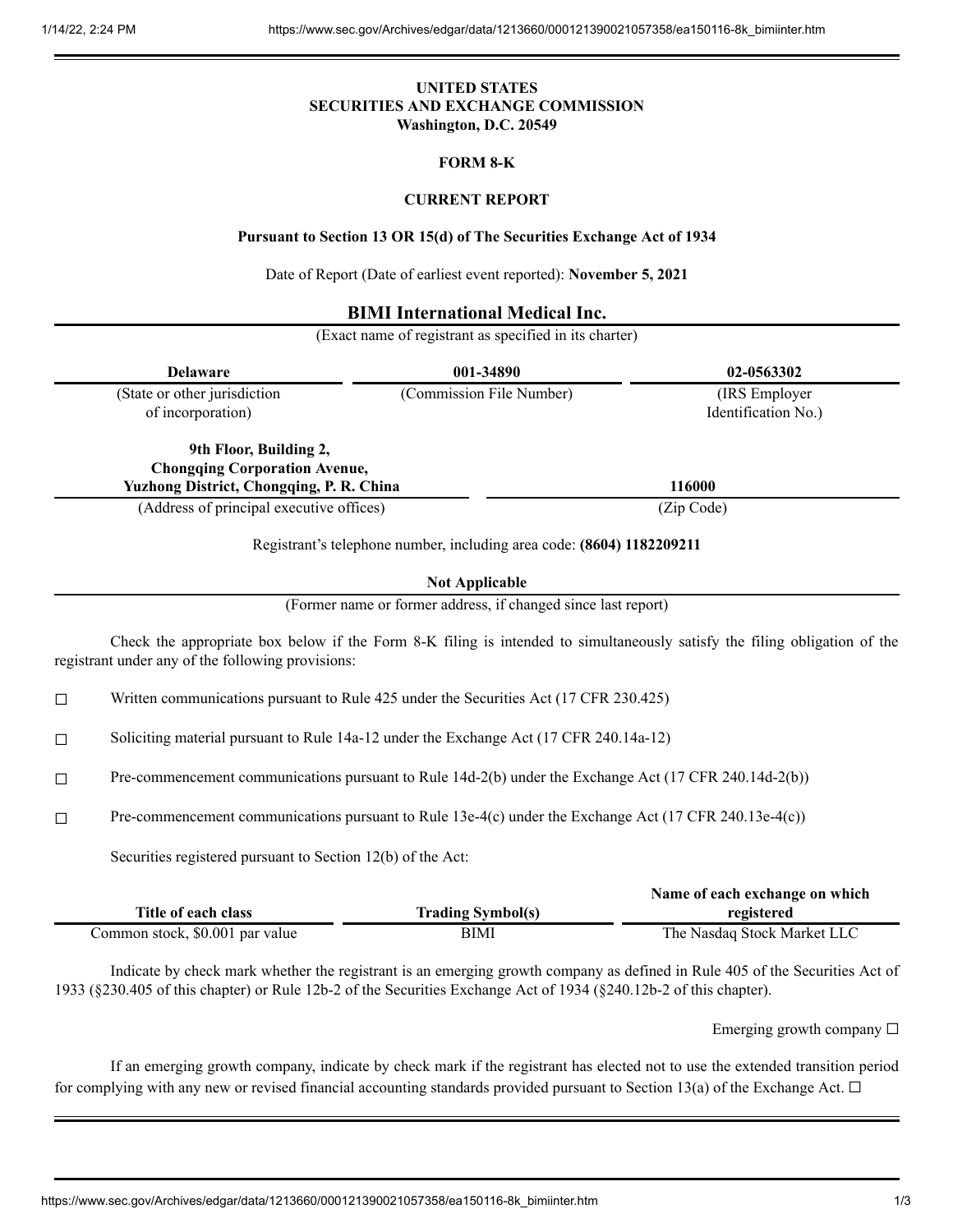**UNITED STATES**
**SECURITIES AND EXCHANGE COMMISSION**
**Washington, D.C. 20549**

**FORM 8-K**

**CURRENT REPORT**

**Pursuant to Section 13 OR 15(d) of The Securities Exchange Act of 1934**

Date of Report (Date of earliest event reported): **November 5, 2021**

**BIMI International Medical Inc.**

(Exact name of registrant as specified in its charter)

| Delaware | 001-34890 | 02-0563302 |
|---|---|---|
| (State or other jurisdiction of incorporation) | (Commission File Number) | (IRS Employer Identification No.) |

| 9th Floor, Building 2, Chongqing Corporation Avenue, Yuzhong District, Chongqing, P. R. China | 116000 |
|---|---|
| (Address of principal executive offices) | (Zip Code) |

Registrant's telephone number, including area code: **(8604) 1182209211**

**Not Applicable**

(Former name or former address, if changed since last report)

Check the appropriate box below if the Form 8-K filing is intended to simultaneously satisfy the filing obligation of the registrant under any of the following provisions:

☐ Written communications pursuant to Rule 425 under the Securities Act (17 CFR 230.425)

☐ Soliciting material pursuant to Rule 14a-12 under the Exchange Act (17 CFR 240.14a-12)

☐ Pre-commencement communications pursuant to Rule 14d-2(b) under the Exchange Act (17 CFR 240.14d-2(b))

☐ Pre-commencement communications pursuant to Rule 13e-4(c) under the Exchange Act (17 CFR 240.13e-4(c))

Securities registered pursuant to Section 12(b) of the Act:

| Title of each class | Trading Symbol(s) | Name of each exchange on which registered |
|---|---|---|
| Common stock, $0.001 par value | BIMI | The Nasdaq Stock Market LLC |

Indicate by check mark whether the registrant is an emerging growth company as defined in Rule 405 of the Securities Act of 1933 (§230.405 of this chapter) or Rule 12b-2 of the Securities Exchange Act of 1934 (§240.12b-2 of this chapter).

Emerging growth company ☐

If an emerging growth company, indicate by check mark if the registrant has elected not to use the extended transition period for complying with any new or revised financial accounting standards provided pursuant to Section 13(a) of the Exchange Act. ☐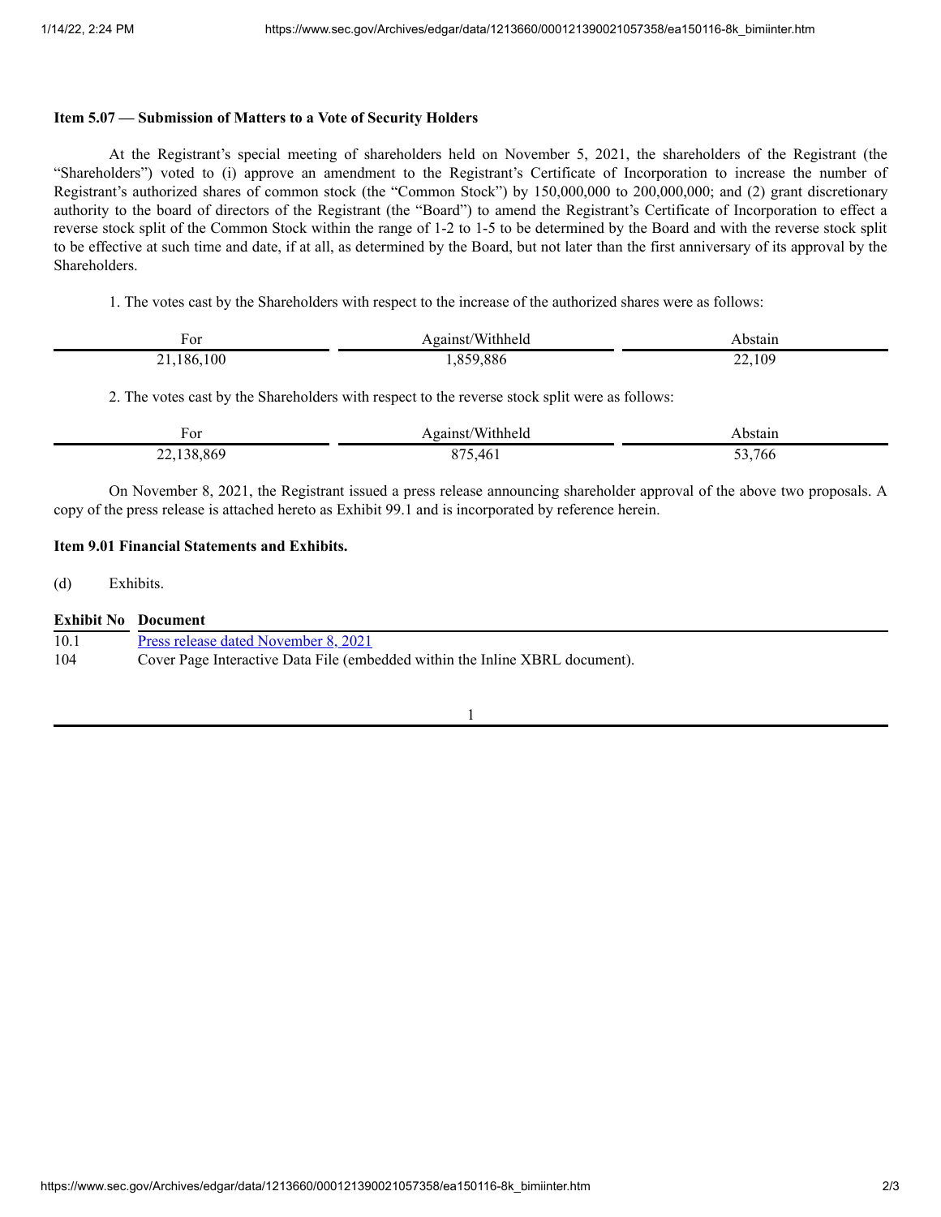**Item 5.07 — Submission of Matters to a Vote of Security Holders**

At the Registrant's special meeting of shareholders held on November 5, 2021, the shareholders of the Registrant (the "Shareholders") voted to (i) approve an amendment to the Registrant's Certificate of Incorporation to increase the number of Registrant's authorized shares of common stock (the "Common Stock") by 150,000,000 to 200,000,000; and (2) grant discretionary authority to the board of directors of the Registrant (the "Board") to amend the Registrant's Certificate of Incorporation to effect a reverse stock split of the Common Stock within the range of 1-2 to 1-5 to be determined by the Board and with the reverse stock split to be effective at such time and date, if at all, as determined by the Board, but not later than the first anniversary of its approval by the Shareholders.

1. The votes cast by the Shareholders with respect to the increase of the authorized shares were as follows:

| For | Against/Withheld | Abstain |
|---|---|---|
| 21,186,100 | 1,859,886 | 22,109 |

2. The votes cast by the Shareholders with respect to the reverse stock split were as follows:

| For | Against/Withheld | Abstain |
|---|---|---|
| 22,138,869 | 875,461 | 53,766 |

On November 8, 2021, the Registrant issued a press release announcing shareholder approval of the above two proposals. A copy of the press release is attached hereto as Exhibit 99.1 and is incorporated by reference herein.

**Item 9.01 Financial Statements and Exhibits.**

(d) Exhibits.

| Exhibit No | Document |
|---|---|
| 10.1 | Press release dated November 8, 2021 |
| 104 | Cover Page Interactive Data File (embedded within the Inline XBRL document). |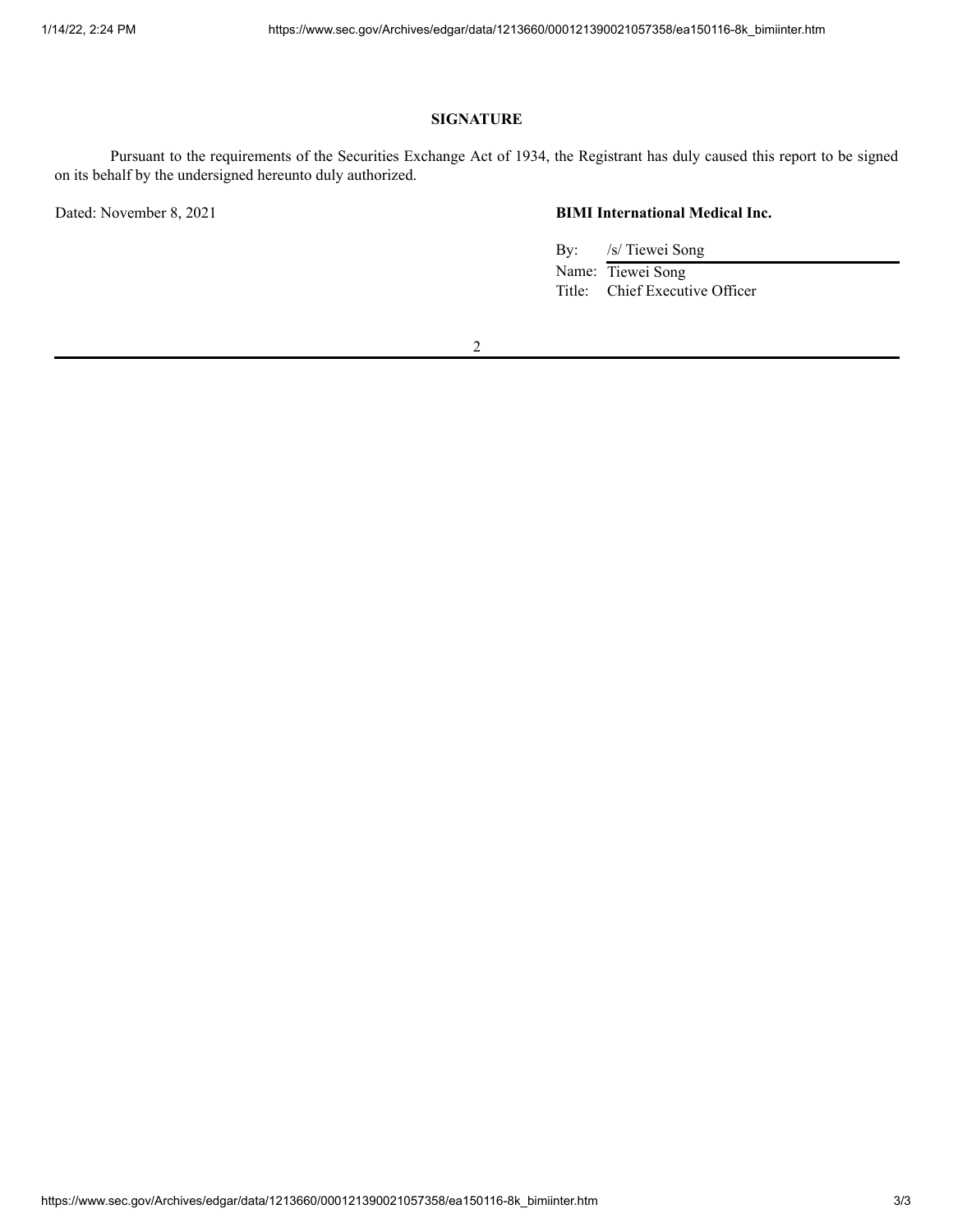## SIGNATURE

Pursuant to the requirements of the Securities Exchange Act of 1934, the Registrant has duly caused this report to be signed on its behalf by the undersigned hereunto duly authorized.

Dated: November 8, 2021

**BIMI International Medical Inc.**

By: /s/ Tiewei Song

Name: Tiewei Song

Title: Chief Executive Officer